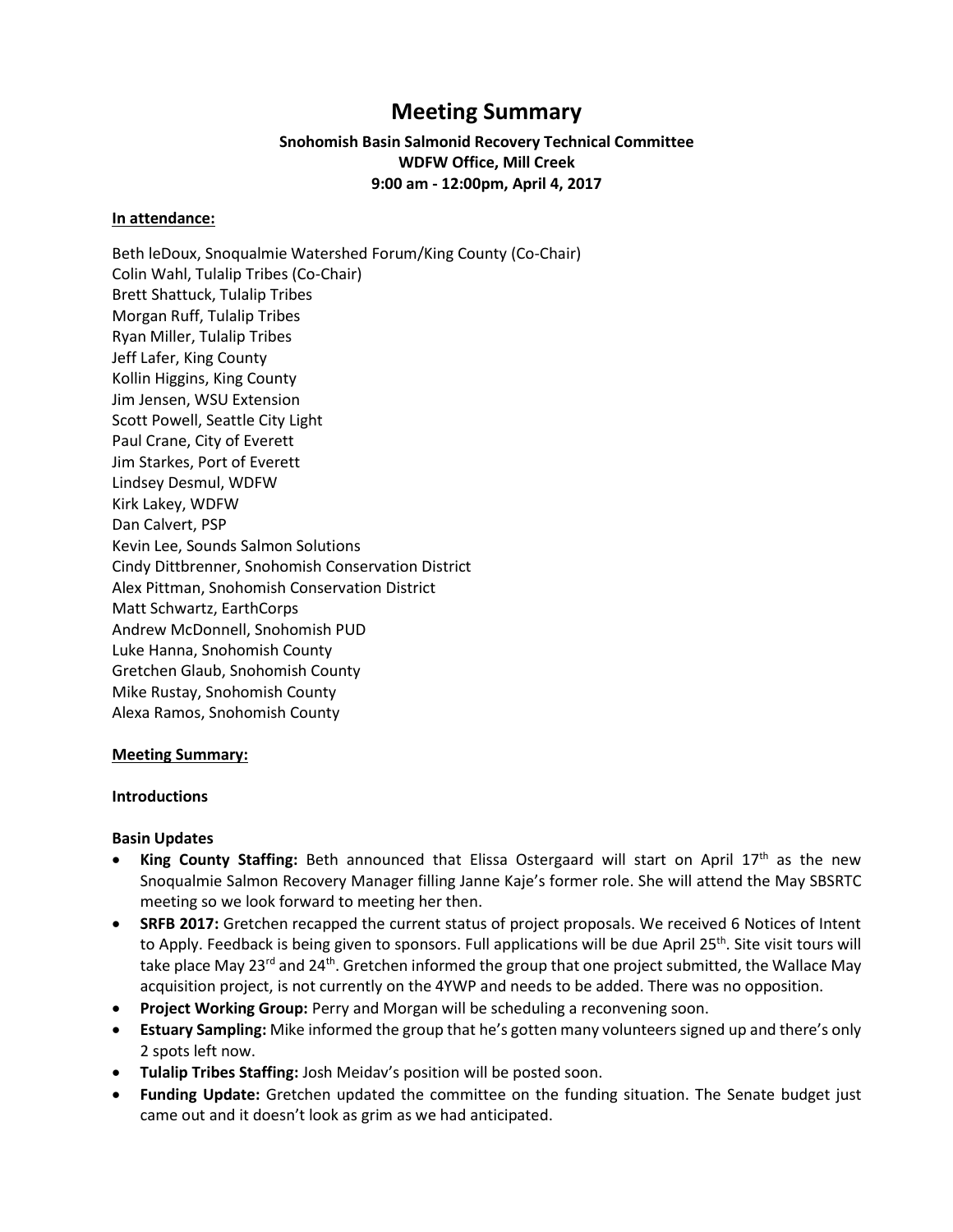# Meeting Summary

**Snohomish Basin Salmonid Recovery Technical Committee**
**WDFW Office, Mill Creek**
**9:00 am - 12:00pm, April 4, 2017**

**In attendance:**

Beth leDoux, Snoqualmie Watershed Forum/King County (Co-Chair)
Colin Wahl, Tulalip Tribes (Co-Chair)
Brett Shattuck, Tulalip Tribes
Morgan Ruff, Tulalip Tribes
Ryan Miller, Tulalip Tribes
Jeff Lafer, King County
Kollin Higgins, King County
Jim Jensen, WSU Extension
Scott Powell, Seattle City Light
Paul Crane, City of Everett
Jim Starkes, Port of Everett
Lindsey Desmul, WDFW
Kirk Lakey, WDFW
Dan Calvert, PSP
Kevin Lee, Sounds Salmon Solutions
Cindy Dittbrenner, Snohomish Conservation District
Alex Pittman, Snohomish Conservation District
Matt Schwartz, EarthCorps
Andrew McDonnell, Snohomish PUD
Luke Hanna, Snohomish County
Gretchen Glaub, Snohomish County
Mike Rustay, Snohomish County
Alexa Ramos, Snohomish County

**Meeting Summary:**

**Introductions**

**Basin Updates**

- **King County Staffing:** Beth announced that Elissa Ostergaard will start on April 17th as the new Snoqualmie Salmon Recovery Manager filling Janne Kaje's former role. She will attend the May SBSRTC meeting so we look forward to meeting her then.
- **SRFB 2017:** Gretchen recapped the current status of project proposals. We received 6 Notices of Intent to Apply. Feedback is being given to sponsors. Full applications will be due April 25th. Site visit tours will take place May 23rd and 24th. Gretchen informed the group that one project submitted, the Wallace May acquisition project, is not currently on the 4YWP and needs to be added. There was no opposition.
- **Project Working Group:** Perry and Morgan will be scheduling a reconvening soon.
- **Estuary Sampling:** Mike informed the group that he's gotten many volunteers signed up and there's only 2 spots left now.
- **Tulalip Tribes Staffing:** Josh Meidav's position will be posted soon.
- **Funding Update:** Gretchen updated the committee on the funding situation. The Senate budget just came out and it doesn't look as grim as we had anticipated.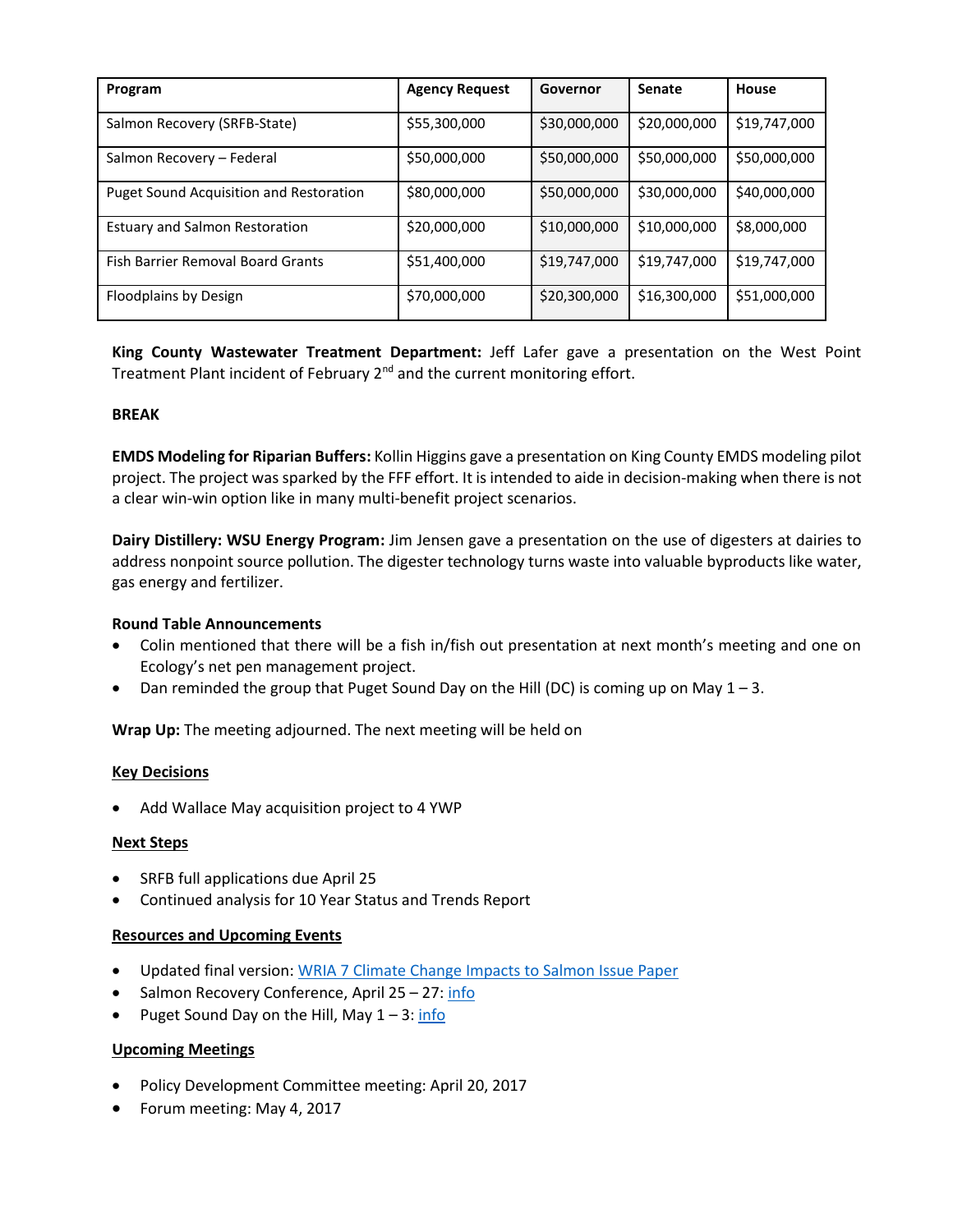| Program | Agency Request | Governor | Senate | House |
| --- | --- | --- | --- | --- |
| Salmon Recovery (SRFB-State) | $55,300,000 | $30,000,000 | $20,000,000 | $19,747,000 |
| Salmon Recovery – Federal | $50,000,000 | $50,000,000 | $50,000,000 | $50,000,000 |
| Puget Sound Acquisition and Restoration | $80,000,000 | $50,000,000 | $30,000,000 | $40,000,000 |
| Estuary and Salmon Restoration | $20,000,000 | $10,000,000 | $10,000,000 | $8,000,000 |
| Fish Barrier Removal Board Grants | $51,400,000 | $19,747,000 | $19,747,000 | $19,747,000 |
| Floodplains by Design | $70,000,000 | $20,300,000 | $16,300,000 | $51,000,000 |

**King County Wastewater Treatment Department:** Jeff Lafer gave a presentation on the West Point Treatment Plant incident of February 2nd and the current monitoring effort.

**BREAK**

**EMDS Modeling for Riparian Buffers:** Kollin Higgins gave a presentation on King County EMDS modeling pilot project. The project was sparked by the FFF effort. It is intended to aide in decision-making when there is not a clear win-win option like in many multi-benefit project scenarios.

**Dairy Distillery: WSU Energy Program:** Jim Jensen gave a presentation on the use of digesters at dairies to address nonpoint source pollution. The digester technology turns waste into valuable byproducts like water, gas energy and fertilizer.

**Round Table Announcements**

- Colin mentioned that there will be a fish in/fish out presentation at next month's meeting and one on Ecology's net pen management project.
- Dan reminded the group that Puget Sound Day on the Hill (DC) is coming up on May 1 – 3.

**Wrap Up:** The meeting adjourned. The next meeting will be held on

**Key Decisions**

- Add Wallace May acquisition project to 4 YWP

**Next Steps**

- SRFB full applications due April 25
- Continued analysis for 10 Year Status and Trends Report

**Resources and Upcoming Events**

- Updated final version: WRIA 7 Climate Change Impacts to Salmon Issue Paper
- Salmon Recovery Conference, April 25 – 27: info
- Puget Sound Day on the Hill, May 1 – 3: info

**Upcoming Meetings**

- Policy Development Committee meeting: April 20, 2017
- Forum meeting: May 4, 2017